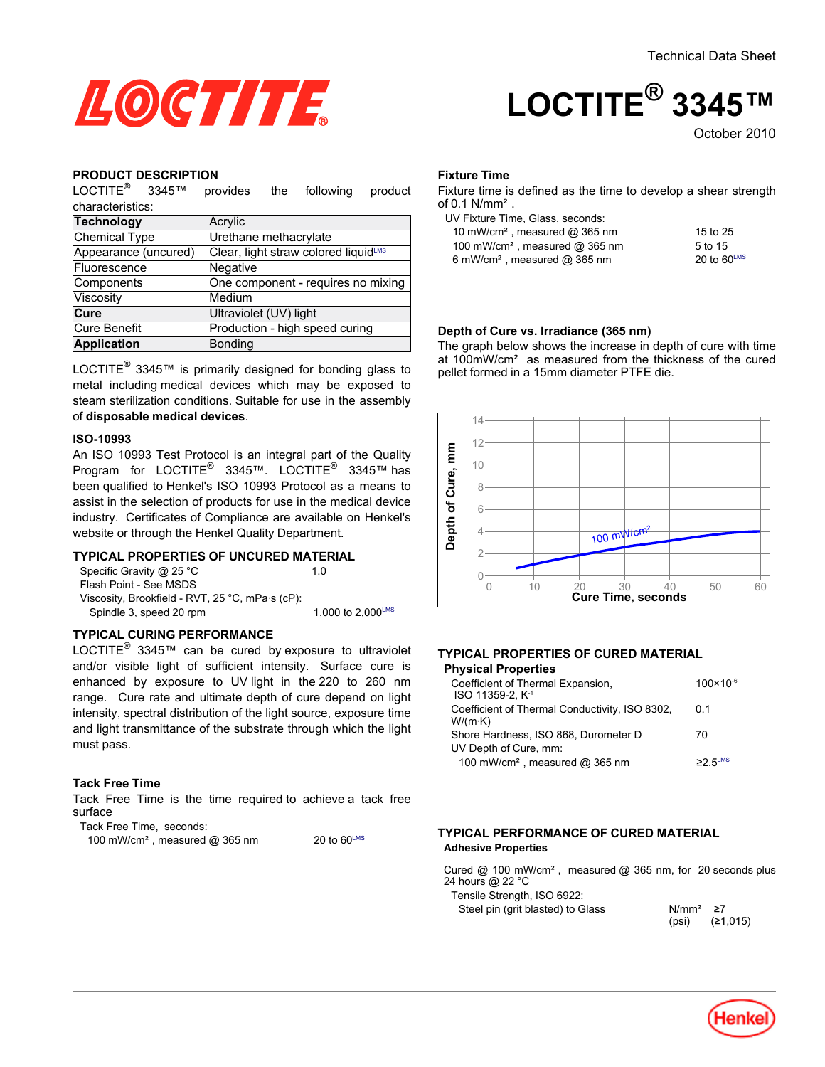Technical Data Sheet

# LOCTITE® 3345™

October 2010

## PRODUCT DESCRIPTION

LOCTITE® 3345™ provides the following product characteristics:

| **Technology** | Acrylic |
|---|---|
| Chemical Type | Urethane methacrylate |
| Appearance (uncured) | Clear, light straw colored liquid[LMS] |
| Fluorescence | Negative |
| Components | One component - requires no mixing |
| Viscosity | Medium |
| **Cure** | Ultraviolet (UV) light |
| Cure Benefit | Production - high speed curing |
| **Application** | Bonding |

LOCTITE® 3345™ is primarily designed for bonding glass to metal including medical devices which may be exposed to steam sterilization conditions. Suitable for use in the assembly of **disposable medical devices**.

### ISO-10993

An ISO 10993 Test Protocol is an integral part of the Quality Program for LOCTITE® 3345™. LOCTITE® 3345™ has been qualified to Henkel's ISO 10993 Protocol as a means to assist in the selection of products for use in the medical device industry. Certificates of Compliance are available on Henkel's website or through the Henkel Quality Department.

## TYPICAL PROPERTIES OF UNCURED MATERIAL

Specific Gravity @ 25 °C — 1.0

Flash Point - See MSDS

Viscosity, Brookfield - RVT, 25 °C, mPa·s (cP):

Spindle 3, speed 20 rpm — 1,000 to 2,000[LMS]

## TYPICAL CURING PERFORMANCE

LOCTITE® 3345™ can be cured by exposure to ultraviolet and/or visible light of sufficient intensity. Surface cure is enhanced by exposure to UV light in the 220 to 260 nm range. Cure rate and ultimate depth of cure depend on light intensity, spectral distribution of the light source, exposure time and light transmittance of the substrate through which the light must pass.

### Tack Free Time

Tack Free Time is the time required to achieve a tack free surface

Tack Free Time, seconds:

100 mW/cm², measured @ 365 nm — 20 to 60[LMS]

### Fixture Time

Fixture time is defined as the time to develop a shear strength of 0.1 N/mm².

UV Fixture Time, Glass, seconds:

| | |
|---|---|
| 10 mW/cm², measured @ 365 nm | 15 to 25 |
| 100 mW/cm², measured @ 365 nm | 5 to 15 |
| 6 mW/cm², measured @ 365 nm | 20 to 60[LMS] |

### Depth of Cure vs. Irradiance (365 nm)

The graph below shows the increase in depth of cure with time at 100mW/cm² as measured from the thickness of the cured pellet formed in a 15mm diameter PTFE die.

## TYPICAL PROPERTIES OF CURED MATERIAL

### Physical Properties

| | |
|---|---|
| Coefficient of Thermal Expansion, ISO 11359-2, $K^{-1}$ | $100×10^{-6}$ |
| Coefficient of Thermal Conductivity, ISO 8302, W/(m·K) | 0.1 |
| Shore Hardness, ISO 868, Durometer D | 70 |
| UV Depth of Cure, mm: | |
| 100 mW/cm², measured @ 365 nm | ≥2.5[LMS] |

## TYPICAL PERFORMANCE OF CURED MATERIAL

### Adhesive Properties

Cured @ 100 mW/cm², measured @ 365 nm, for 20 seconds plus 24 hours @ 22 °C

Tensile Strength, ISO 6922:

| | | |
|---|---|---|
| Steel pin (grit blasted) to Glass | N/mm² | ≥7 |
| | (psi) | (≥1,015) |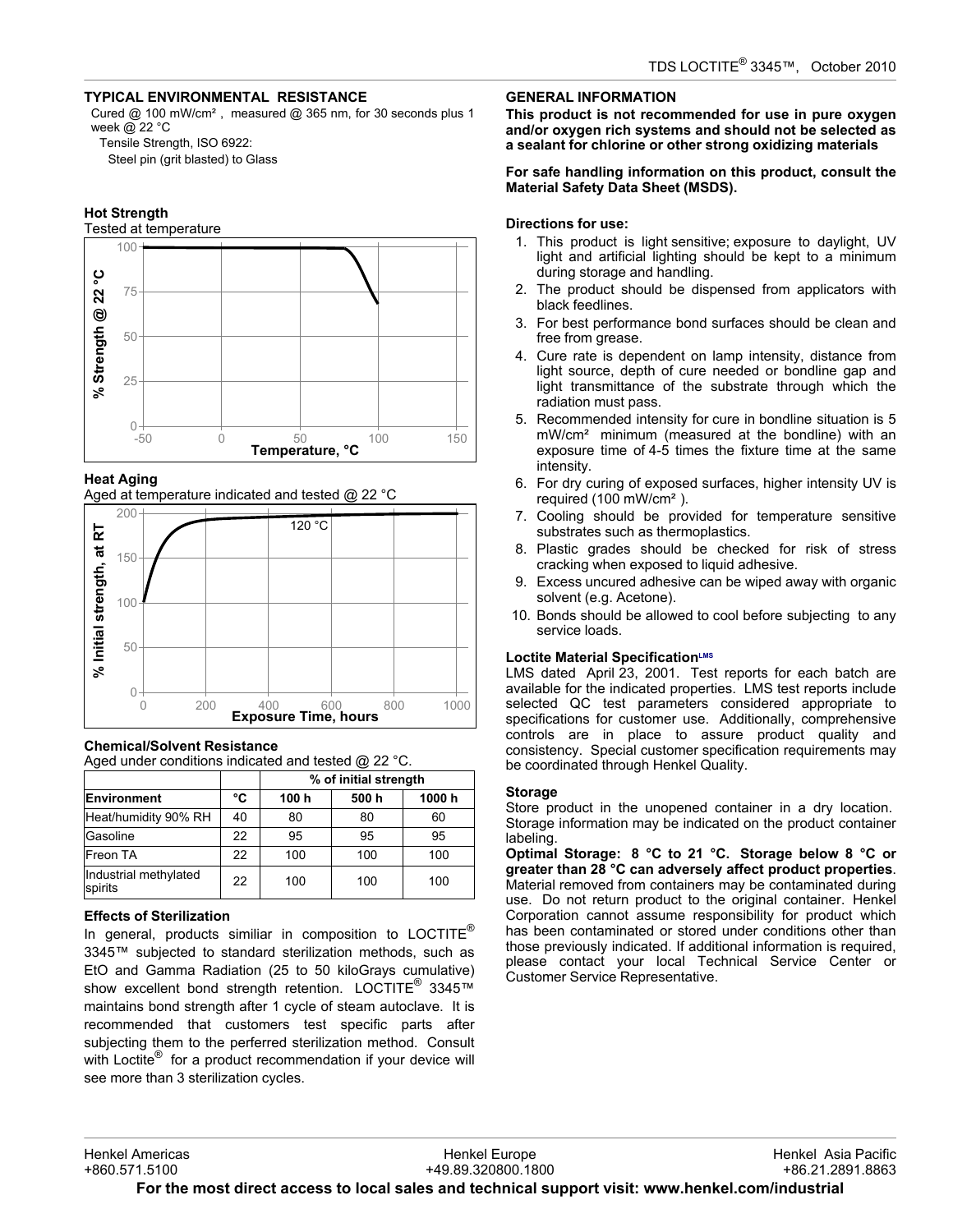### TYPICAL ENVIRONMENTAL RESISTANCE

Cured @ 100 mW/cm², measured @ 365 nm, for 30 seconds plus 1 week @ 22 °C

Tensile Strength, ISO 6922:

Steel pin (grit blasted) to Glass

#### Hot Strength

Tested at temperature

#### Heat Aging

Aged at temperature indicated and tested @ 22 °C

#### Chemical/Solvent Resistance

Aged under conditions indicated and tested @ 22 °C.

| | | % of initial strength | | |
|---|---|---|---|---|
| **Environment** | **°C** | **100 h** | **500 h** | **1000 h** |
| Heat/humidity 90% RH | 40 | 80 | 80 | 60 |
| Gasoline | 22 | 95 | 95 | 95 |
| Freon TA | 22 | 100 | 100 | 100 |
| Industrial methylated spirits | 22 | 100 | 100 | 100 |

#### Effects of Sterilization

In general, products similiar in composition to LOCTITE® 3345™ subjected to standard sterilization methods, such as EtO and Gamma Radiation (25 to 50 kiloGrays cumulative) show excellent bond strength retention. LOCTITE® 3345™ maintains bond strength after 1 cycle of steam autoclave. It is recommended that customers test specific parts after subjecting them to the perferred sterilization method. Consult with Loctite® for a product recommendation if your device will see more than 3 sterilization cycles.

### GENERAL INFORMATION

**This product is not recommended for use in pure oxygen and/or oxygen rich systems and should not be selected as a sealant for chlorine or other strong oxidizing materials**

**For safe handling information on this product, consult the Material Safety Data Sheet (MSDS).**

**Directions for use:**

1. This product is light sensitive; exposure to daylight, UV light and artificial lighting should be kept to a minimum during storage and handling.
2. The product should be dispensed from applicators with black feedlines.
3. For best performance bond surfaces should be clean and free from grease.
4. Cure rate is dependent on lamp intensity, distance from light source, depth of cure needed or bondline gap and light transmittance of the substrate through which the radiation must pass.
5. Recommended intensity for cure in bondline situation is 5 mW/cm² minimum (measured at the bondline) with an exposure time of 4-5 times the fixture time at the same intensity.
6. For dry curing of exposed surfaces, higher intensity UV is required (100 mW/cm² ).
7. Cooling should be provided for temperature sensitive substrates such as thermoplastics.
8. Plastic grades should be checked for risk of stress cracking when exposed to liquid adhesive.
9. Excess uncured adhesive can be wiped away with organic solvent (e.g. Acetone).
10. Bonds should be allowed to cool before subjecting to any service loads.

#### Loctite Material Specification[LMS]

LMS dated April 23, 2001. Test reports for each batch are available for the indicated properties. LMS test reports include selected QC test parameters considered appropriate to specifications for customer use. Additionally, comprehensive controls are in place to assure product quality and consistency. Special customer specification requirements may be coordinated through Henkel Quality.

#### Storage

Store product in the unopened container in a dry location. Storage information may be indicated on the product container labeling.

**Optimal Storage: 8 °C to 21 °C. Storage below 8 °C or greater than 28 °C can adversely affect product properties**. Material removed from containers may be contaminated during use. Do not return product to the original container. Henkel Corporation cannot assume responsibility for product which has been contaminated or stored under conditions other than those previously indicated. If additional information is required, please contact your local Technical Service Center or Customer Service Representative.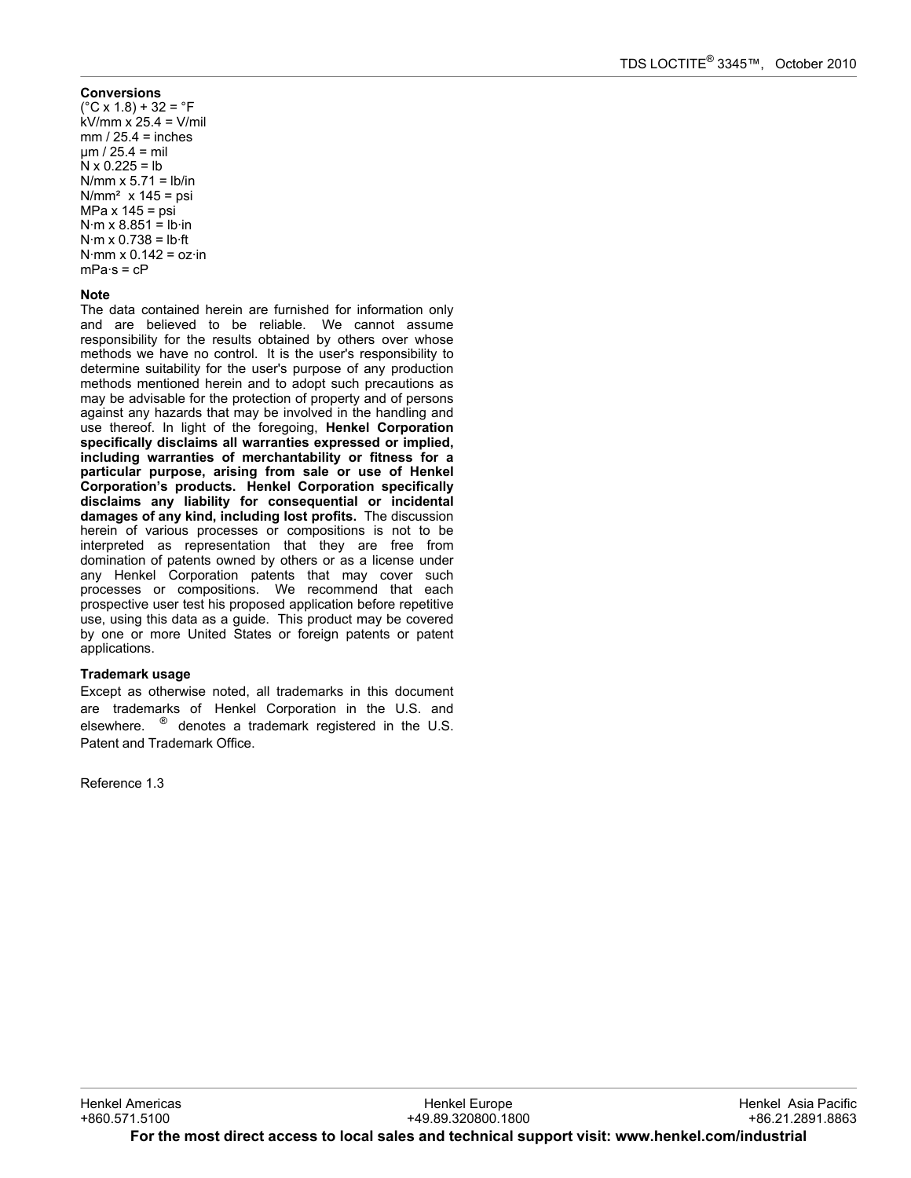**Conversions**

(°C x 1.8) + 32 = °F
kV/mm x 25.4 = V/mil
mm / 25.4 = inches
µm / 25.4 = mil
N x 0.225 = lb
N/mm x 5.71 = lb/in
N/mm² x 145 = psi
MPa x 145 = psi
N·m x 8.851 = lb·in
N·m x 0.738 = lb·ft
N·mm x 0.142 = oz·in
mPa·s = cP

**Note**

The data contained herein are furnished for information only and are believed to be reliable. We cannot assume responsibility for the results obtained by others over whose methods we have no control. It is the user's responsibility to determine suitability for the user's purpose of any production methods mentioned herein and to adopt such precautions as may be advisable for the protection of property and of persons against any hazards that may be involved in the handling and use thereof. In light of the foregoing, **Henkel Corporation specifically disclaims all warranties expressed or implied, including warranties of merchantability or fitness for a particular purpose, arising from sale or use of Henkel Corporation's products. Henkel Corporation specifically disclaims any liability for consequential or incidental damages of any kind, including lost profits.** The discussion herein of various processes or compositions is not to be interpreted as representation that they are free from domination of patents owned by others or as a license under any Henkel Corporation patents that may cover such processes or compositions. We recommend that each prospective user test his proposed application before repetitive use, using this data as a guide. This product may be covered by one or more United States or foreign patents or patent applications.

**Trademark usage**

Except as otherwise noted, all trademarks in this document are trademarks of Henkel Corporation in the U.S. and elsewhere. ® denotes a trademark registered in the U.S. Patent and Trademark Office.

Reference 1.3

Henkel Americas
+860.571.5100

Henkel Europe
+49.89.320800.1800

Henkel Asia Pacific
+86.21.2891.8863

**For the most direct access to local sales and technical support visit: www.henkel.com/industrial**